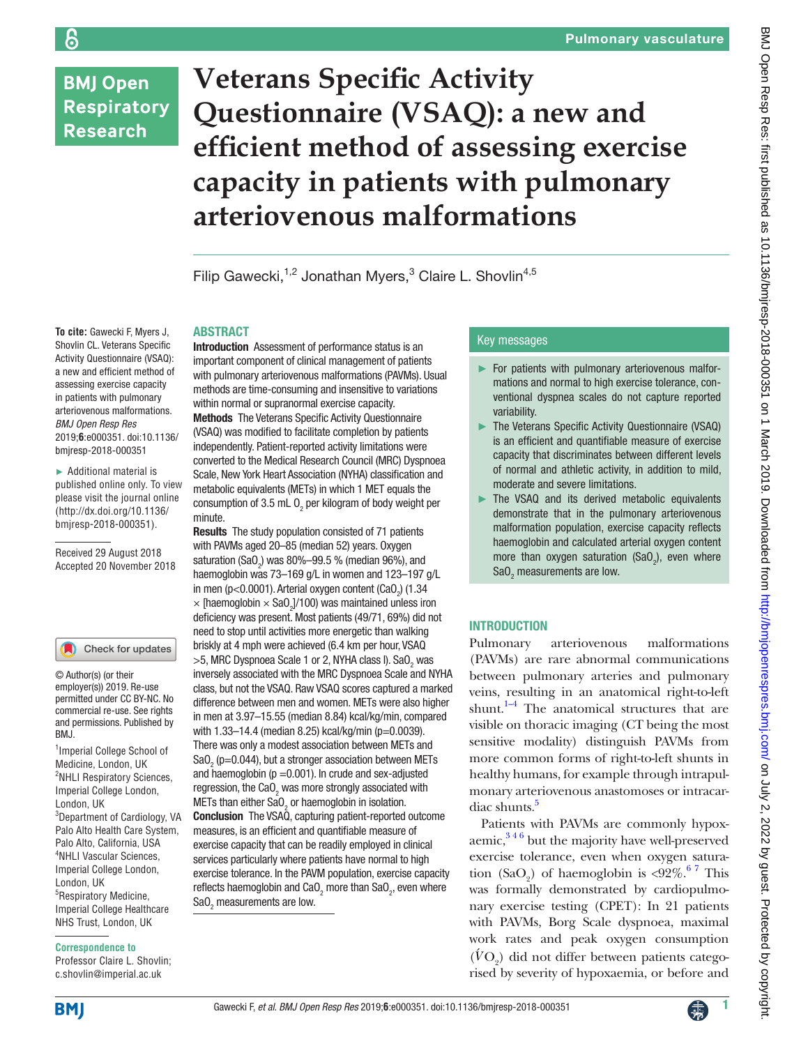# Veterans Specific Activity Questionnaire (VSAQ): a new and efficient method of assessing exercise capacity in patients with pulmonary arteriovenous malformations

Filip Gawecki,[1,2] Jonathan Myers,[3] Claire L. Shovlin[4,5]

**To cite:** Gawecki F, Myers J, Shovlin CL. Veterans Specific Activity Questionnaire (VSAQ): a new and efficient method of assessing exercise capacity in patients with pulmonary arteriovenous malformations. *BMJ Open Resp Res* 2019;**6**:e000351. doi:10.1136/bmjresp-2018-000351

► Additional material is published online only. To view please visit the journal online (http://dx.doi.org/10.1136/bmjresp-2018-000351).

Received 29 August 2018
Accepted 20 November 2018

© Author(s) (or their employer(s)) 2019. Re-use permitted under CC BY-NC. No commercial re-use. See rights and permissions. Published by BMJ.

[1]Imperial College School of Medicine, London, UK
[2]NHLI Respiratory Sciences, Imperial College London, London, UK
[3]Department of Cardiology, VA Palo Alto Health Care System, Palo Alto, California, USA
[4]NHLI Vascular Sciences, Imperial College London, London, UK
[5]Respiratory Medicine, Imperial College Healthcare NHS Trust, London, UK

**Correspondence to**
Professor Claire L. Shovlin; c.shovlin@imperial.ac.uk

## ABSTRACT

**Introduction** Assessment of performance status is an important component of clinical management of patients with pulmonary arteriovenous malformations (PAVMs). Usual methods are time-consuming and insensitive to variations within normal or supranormal exercise capacity.

**Methods** The Veterans Specific Activity Questionnaire (VSAQ) was modified to facilitate completion by patients independently. Patient-reported activity limitations were converted to the Medical Research Council (MRC) Dyspnoea Scale, New York Heart Association (NYHA) classification and metabolic equivalents (METs) in which 1 MET equals the consumption of 3.5 mL $O_2$ per kilogram of body weight per minute.

**Results** The study population consisted of 71 patients with PAVMs aged 20–85 (median 52) years. Oxygen saturation ($SaO_2$) was 80%–99.5 % (median 96%), and haemoglobin was 73–169 g/L in women and 123–197 g/L in men (p<0.0001). Arterial oxygen content ($CaO_2$) (1.34 × [haemoglobin × $SaO_2$]/100) was maintained unless iron deficiency was present. Most patients (49/71, 69%) did not need to stop until activities more energetic than walking briskly at 4 mph were achieved (6.4 km per hour, VSAQ >5, MRC Dyspnoea Scale 1 or 2, NYHA class I). $SaO_2$ was inversely associated with the MRC Dyspnoea Scale and NYHA class, but not the VSAQ. Raw VSAQ scores captured a marked difference between men and women. METs were also higher in men at 3.97–15.55 (median 8.84) kcal/kg/min, compared with 1.33–14.4 (median 8.25) kcal/kg/min (p=0.0039). There was only a modest association between METs and $SaO_2$ (p=0.044), but a stronger association between METs and haemoglobin (p =0.001). In crude and sex-adjusted regression, the $CaO_2$ was more strongly associated with METs than either $SaO_2$ or haemoglobin in isolation.

**Conclusion** The VSAQ, capturing patient-reported outcome measures, is an efficient and quantifiable measure of exercise capacity that can be readily employed in clinical services particularly where patients have normal to high exercise tolerance. In the PAVM population, exercise capacity reflects haemoglobin and $CaO_2$ more than $SaO_2$, even where $SaO_2$ measurements are low.

## Key messages

- For patients with pulmonary arteriovenous malformations and normal to high exercise tolerance, conventional dyspnea scales do not capture reported variability.
- The Veterans Specific Activity Questionnaire (VSAQ) is an efficient and quantifiable measure of exercise capacity that discriminates between different levels of normal and athletic activity, in addition to mild, moderate and severe limitations.
- The VSAQ and its derived metabolic equivalents demonstrate that in the pulmonary arteriovenous malformation population, exercise capacity reflects haemoglobin and calculated arterial oxygen content more than oxygen saturation ($SaO_2$), even where $SaO_2$ measurements are low.

## INTRODUCTION

Pulmonary arteriovenous malformations (PAVMs) are rare abnormal communications between pulmonary arteries and pulmonary veins, resulting in an anatomical right-to-left shunt.[1–4] The anatomical structures that are visible on thoracic imaging (CT being the most sensitive modality) distinguish PAVMs from more common forms of right-to-left shunts in healthy humans, for example through intrapulmonary arteriovenous anastomoses or intracardiac shunts.[5]

Patients with PAVMs are commonly hypoxaemic,[3,4,6] but the majority have well-preserved exercise tolerance, even when oxygen saturation ($SaO_2$) of haemoglobin is <92%.[6,7] This was formally demonstrated by cardiopulmonary exercise testing (CPET): In 21 patients with PAVMs, Borg Scale dyspnoea, maximal work rates and peak oxygen consumption ($\dot{V}O_2$) did not differ between patients categorised by severity of hypoxaemia, or before and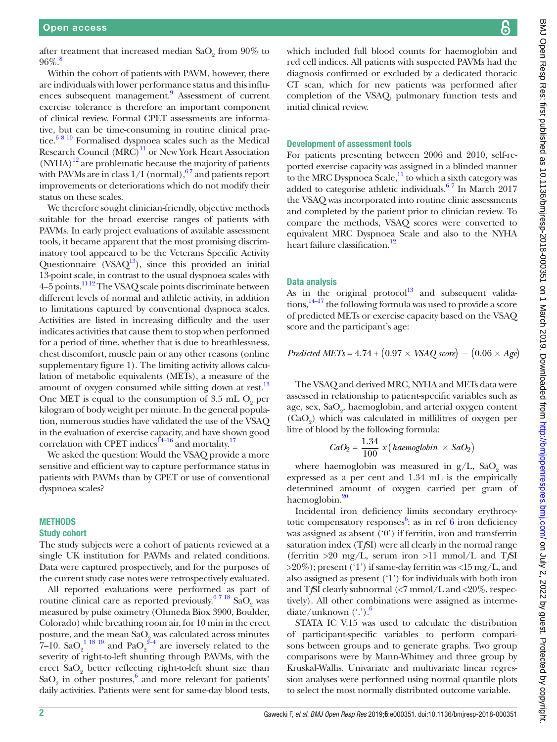after treatment that increased median $SaO_2$ from 90% to 96%.[8]

Within the cohort of patients with PAVM, however, there are individuals with lower performance status and this influences subsequent management.[9] Assessment of current exercise tolerance is therefore an important component of clinical review. Formal CPET assessments are informative, but can be time-consuming in routine clinical practice.[6 8 10] Formalised dyspnoea scales such as the Medical Research Council (MRC)[11] or New York Heart Association (NYHA)[12] are problematic because the majority of patients with PAVMs are in class 1/I (normal),[6 7] and patients report improvements or deteriorations which do not modify their status on these scales.

We therefore sought clinician-friendly, objective methods suitable for the broad exercise ranges of patients with PAVMs. In early project evaluations of available assessment tools, it became apparent that the most promising discriminatory tool appeared to be the Veterans Specific Activity Questionnaire (VSAQ[13]), since this provided an initial 13-point scale, in contrast to the usual dyspnoea scales with 4–5 points.[11 12] The VSAQ scale points discriminate between different levels of normal and athletic activity, in addition to limitations captured by conventional dyspnoea scales. Activities are listed in increasing difficulty and the user indicates activities that cause them to stop when performed for a period of time, whether that is due to breathlessness, chest discomfort, muscle pain or any other reasons (online supplementary figure 1). The limiting activity allows calculation of metabolic equivalents (METs), a measure of the amount of oxygen consumed while sitting down at rest.[13] One MET is equal to the consumption of 3.5 mL $O_2$ per kilogram of body weight per minute. In the general population, numerous studies have validated the use of the VSAQ in the evaluation of exercise capacity, and have shown good correlation with CPET indices[14–16] and mortality.[17]

We asked the question: Would the VSAQ provide a more sensitive and efficient way to capture performance status in patients with PAVMs than by CPET or use of conventional dyspnoea scales?

## METHODS

### Study cohort

The study subjects were a cohort of patients reviewed at a single UK institution for PAVMs and related conditions. Data were captured prospectively, and for the purposes of the current study case notes were retrospectively evaluated.

All reported evaluations were performed as part of routine clinical care as reported previously.[6 7 18] $SaO_2$ was measured by pulse oximetry (Ohmeda Biox 3900, Boulder, Colorado) while breathing room air, for 10 min in the erect posture, and the mean $SaO_2$ was calculated across minutes 7–10. $SaO_2$[1 18 19] and $PaO_2$[2–4] are inversely related to the severity of right-to-left shunting through PAVMs, with the erect $SaO_2$ better reflecting right-to-left shunt size than $SaO_2$ in other postures,[6] and more relevant for patients' daily activities. Patients were sent for same-day blood tests, which included full blood counts for haemoglobin and red cell indices. All patients with suspected PAVMs had the diagnosis confirmed or excluded by a dedicated thoracic CT scan, which for new patients was performed after completion of the VSAQ, pulmonary function tests and initial clinical review.

### Development of assessment tools

For patients presenting between 2006 and 2010, self-reported exercise capacity was assigned in a blinded manner to the MRC Dyspnoea Scale,[11] to which a sixth category was added to categorise athletic individuals.[6 7] In March 2017 the VSAQ was incorporated into routine clinic assessments and completed by the patient prior to clinician review. To compare the methods, VSAQ scores were converted to equivalent MRC Dyspnoea Scale and also to the NYHA heart failure classification.[12]

### Data analysis

As in the original protocol[13] and subsequent validations,[14–17] the following formula was used to provide a score of predicted METs or exercise capacity based on the VSAQ score and the participant's age:

$$Predicted\ METs = 4.74 + (0.97 \times VSAQ\ score) - (0.06 \times Age)$$

The VSAQ and derived MRC, NYHA and METs data were assessed in relationship to patient-specific variables such as age, sex, $SaO_2$, haemoglobin, and arterial oxygen content ($CaO_2$) which was calculated in millilitres of oxygen per litre of blood by the following formula:

$$CaO_2 = \frac{1.34}{100}\ x\left(haemoglobin\ \times SaO_2\right)$$

where haemoglobin was measured in g/L, $SaO_2$ was expressed as a per cent and 1.34 mL is the empirically determined amount of oxygen carried per gram of haemoglobin.[20]

Incidental iron deficiency limits secondary erythrocytotic compensatory responses[6]: as in ref 6 iron deficiency was assigned as absent ('0') if ferritin, iron and transferrin saturation index (TfSI) were all clearly in the normal range (ferritin >20 mg/L, serum iron >11 mmol/L and TfSI >20%); present ('1') if same-day ferritin was <15 mg/L, and also assigned as present ('1') for individuals with both iron and TfSI clearly subnormal (<7 mmol/L and <20%, respectively). All other combinations were assigned as intermediate/unknown ('.').[6]

STATA IC V.15 was used to calculate the distribution of participant-specific variables to perform comparisons between groups and to generate graphs. Two group comparisons were by Mann-Whitney and three group by Kruskal-Wallis. Univariate and multivariate linear regression analyses were performed using normal quantile plots to select the most normally distributed outcome variable.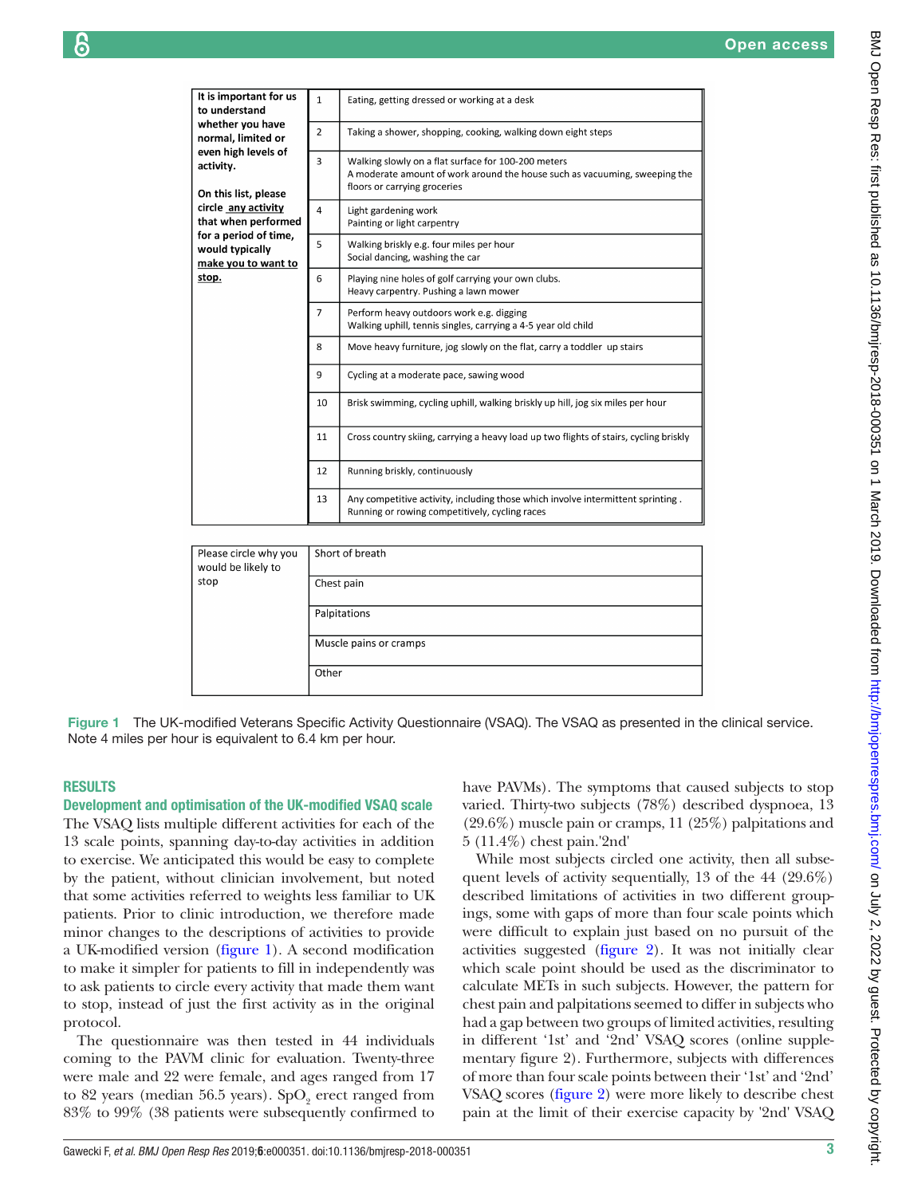| It is important for us to understand whether you have normal, limited or even high levels of activity. On this list, please circle **any activity** that when performed for a period of time, would typically **make you to want to stop.** | 1 | Eating, getting dressed or working at a desk |
|---|---|---|
| | 2 | Taking a shower, shopping, cooking, walking down eight steps |
| | 3 | Walking slowly on a flat surface for 100-200 meters<br>A moderate amount of work around the house such as vacuuming, sweeping the floors or carrying groceries |
| | 4 | Light gardening work<br>Painting or light carpentry |
| | 5 | Walking briskly e.g. four miles per hour<br>Social dancing, washing the car |
| | 6 | Playing nine holes of golf carrying your own clubs.<br>Heavy carpentry. Pushing a lawn mower |
| | 7 | Perform heavy outdoors work e.g. digging<br>Walking uphill, tennis singles, carrying a 4-5 year old child |
| | 8 | Move heavy furniture, jog slowly on the flat, carry a toddler up stairs |
| | 9 | Cycling at a moderate pace, sawing wood |
| | 10 | Brisk swimming, cycling uphill, walking briskly up hill, jog six miles per hour |
| | 11 | Cross country skiing, carrying a heavy load up two flights of stairs, cycling briskly |
| | 12 | Running briskly, continuously |
| | 13 | Any competitive activity, including those which involve intermittent sprinting .<br>Running or rowing competitively, cycling races |

| Please circle why you would be likely to stop | Short of breath |
|---|---|
| | Chest pain |
| | Palpitations |
| | Muscle pains or cramps |
| | Other |

**Figure 1** The UK-modified Veterans Specific Activity Questionnaire (VSAQ). The VSAQ as presented in the clinical service. Note 4 miles per hour is equivalent to 6.4 km per hour.

## RESULTS

### Development and optimisation of the UK-modified VSAQ scale

The VSAQ lists multiple different activities for each of the 13 scale points, spanning day-to-day activities in addition to exercise. We anticipated this would be easy to complete by the patient, without clinician involvement, but noted that some activities referred to weights less familiar to UK patients. Prior to clinic introduction, we therefore made minor changes to the descriptions of activities to provide a UK-modified version (figure 1). A second modification to make it simpler for patients to fill in independently was to ask patients to circle every activity that made them want to stop, instead of just the first activity as in the original protocol.

The questionnaire was then tested in 44 individuals coming to the PAVM clinic for evaluation. Twenty-three were male and 22 were female, and ages ranged from 17 to 82 years (median 56.5 years). $SpO_2$ erect ranged from 83% to 99% (38 patients were subsequently confirmed to have PAVMs). The symptoms that caused subjects to stop varied. Thirty-two subjects (78%) described dyspnoea, 13 (29.6%) muscle pain or cramps, 11 (25%) palpitations and 5 (11.4%) chest pain.'2nd'

While most subjects circled one activity, then all subsequent levels of activity sequentially, 13 of the 44 (29.6%) described limitations of activities in two different groupings, some with gaps of more than four scale points which were difficult to explain just based on no pursuit of the activities suggested (figure 2). It was not initially clear which scale point should be used as the discriminator to calculate METs in such subjects. However, the pattern for chest pain and palpitations seemed to differ in subjects who had a gap between two groups of limited activities, resulting in different '1st' and '2nd' VSAQ scores (online supplementary figure 2). Furthermore, subjects with differences of more than four scale points between their '1st' and '2nd' VSAQ scores (figure 2) were more likely to describe chest pain at the limit of their exercise capacity by '2nd' VSAQ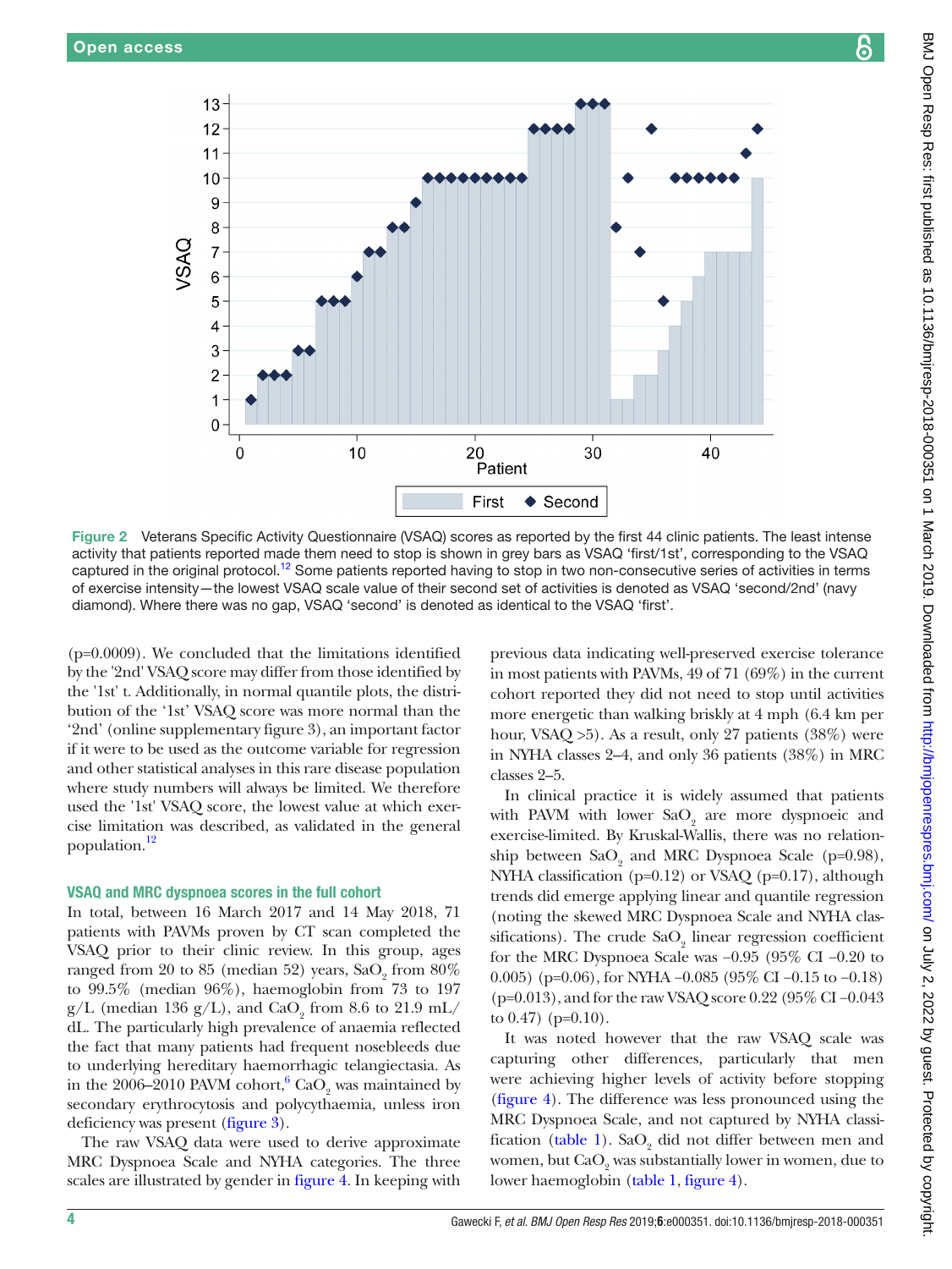Figure 2 Veterans Specific Activity Questionnaire (VSAQ) scores as reported by the first 44 clinic patients. The least intense activity that patients reported made them need to stop is shown in grey bars as VSAQ 'first/1st', corresponding to the VSAQ captured in the original protocol.[12] Some patients reported having to stop in two non-consecutive series of activities in terms of exercise intensity—the lowest VSAQ scale value of their second set of activities is denoted as VSAQ 'second/2nd' (navy diamond). Where there was no gap, VSAQ 'second' is denoted as identical to the VSAQ 'first'.

(p=0.0009). We concluded that the limitations identified by the '2nd' VSAQ score may differ from those identified by the '1st' t. Additionally, in normal quantile plots, the distribution of the '1st' VSAQ score was more normal than the '2nd' (online supplementary figure 3), an important factor if it were to be used as the outcome variable for regression and other statistical analyses in this rare disease population where study numbers will always be limited. We therefore used the '1st' VSAQ score, the lowest value at which exercise limitation was described, as validated in the general population.[12]

### VSAQ and MRC dyspnoea scores in the full cohort

In total, between 16 March 2017 and 14 May 2018, 71 patients with PAVMs proven by CT scan completed the VSAQ prior to their clinic review. In this group, ages ranged from 20 to 85 (median 52) years, $SaO_2$ from 80% to 99.5% (median 96%), haemoglobin from 73 to 197 g/L (median 136 g/L), and $CaO_2$ from 8.6 to 21.9 mL/dL. The particularly high prevalence of anaemia reflected the fact that many patients had frequent nosebleeds due to underlying hereditary haemorrhagic telangiectasia. As in the 2006–2010 PAVM cohort,[6] $CaO_2$ was maintained by secondary erythrocytosis and polycythaemia, unless iron deficiency was present (figure 3).

The raw VSAQ data were used to derive approximate MRC Dyspnoea Scale and NYHA categories. The three scales are illustrated by gender in figure 4. In keeping with previous data indicating well-preserved exercise tolerance in most patients with PAVMs, 49 of 71 (69%) in the current cohort reported they did not need to stop until activities more energetic than walking briskly at 4 mph (6.4 km per hour, VSAQ >5). As a result, only 27 patients (38%) were in NYHA classes 2–4, and only 36 patients (38%) in MRC classes 2–5.

In clinical practice it is widely assumed that patients with PAVM with lower $SaO_2$ are more dyspnoeic and exercise-limited. By Kruskal-Wallis, there was no relationship between $SaO_2$ and MRC Dyspnoea Scale (p=0.98), NYHA classification (p=0.12) or VSAQ (p=0.17), although trends did emerge applying linear and quantile regression (noting the skewed MRC Dyspnoea Scale and NYHA classifications). The crude $SaO_2$ linear regression coefficient for the MRC Dyspnoea Scale was −0.95 (95% CI −0.20 to 0.005) (p=0.06), for NYHA −0.085 (95% CI −0.15 to −0.18) (p=0.013), and for the raw VSAQ score 0.22 (95% CI −0.043 to 0.47) (p=0.10).

It was noted however that the raw VSAQ scale was capturing other differences, particularly that men were achieving higher levels of activity before stopping (figure 4). The difference was less pronounced using the MRC Dyspnoea Scale, and not captured by NYHA classification (table 1). $SaO_2$ did not differ between men and women, but $CaO_2$ was substantially lower in women, due to lower haemoglobin (table 1, figure 4).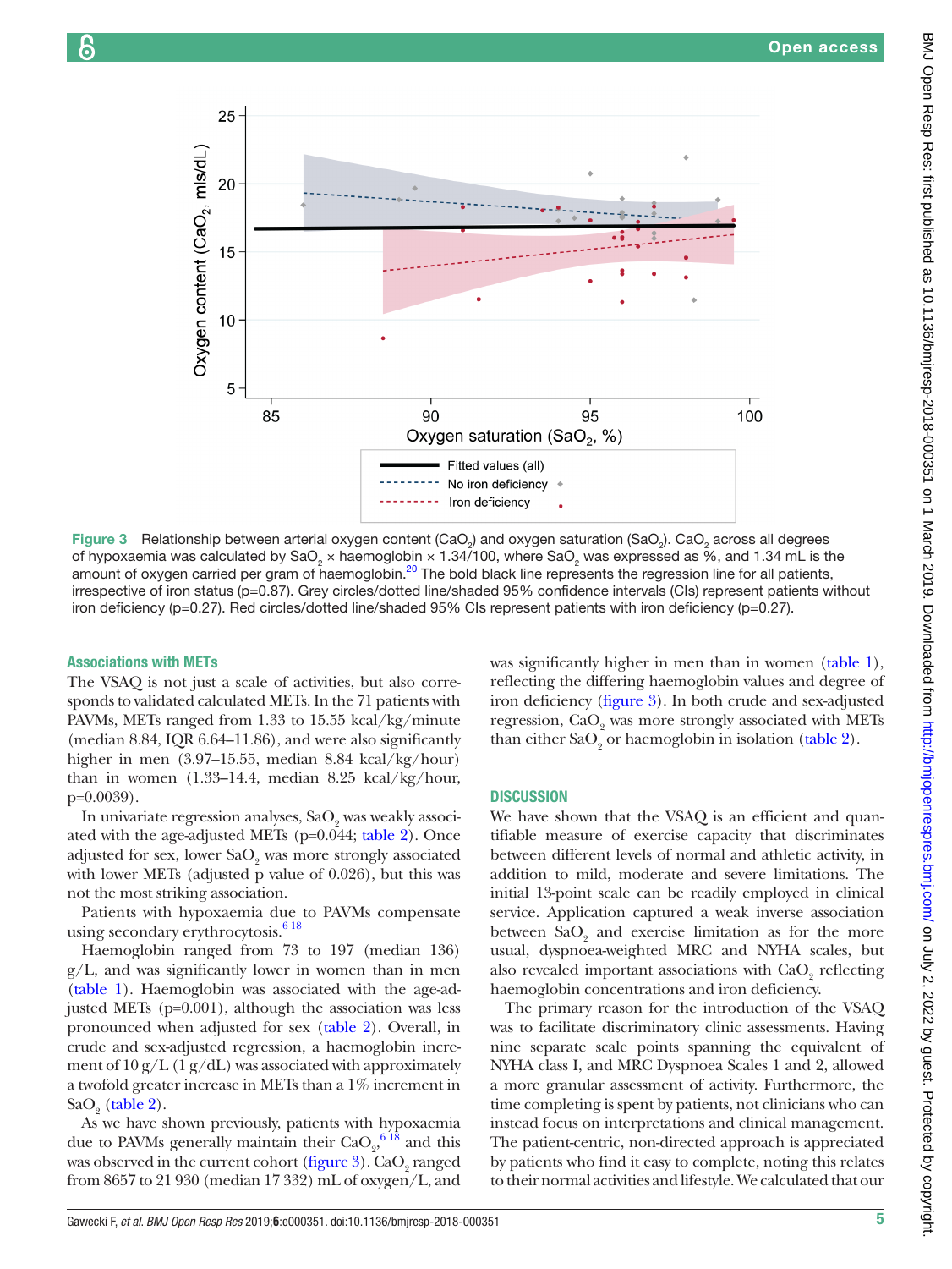Figure 3 Relationship between arterial oxygen content ($CaO_2$) and oxygen saturation ($SaO_2$). $CaO_2$ across all degrees of hypoxaemia was calculated by $SaO_2$ × haemoglobin × 1.34/100, where $SaO_2$ was expressed as %, and 1.34 mL is the amount of oxygen carried per gram of haemoglobin.[20] The bold black line represents the regression line for all patients, irrespective of iron status (p=0.87). Grey circles/dotted line/shaded 95% confidence intervals (CIs) represent patients without iron deficiency (p=0.27). Red circles/dotted line/shaded 95% CIs represent patients with iron deficiency (p=0.27).

## Associations with METs

The VSAQ is not just a scale of activities, but also corresponds to validated calculated METs. In the 71 patients with PAVMs, METs ranged from 1.33 to 15.55 kcal/kg/minute (median 8.84, IQR 6.64–11.86), and were also significantly higher in men (3.97–15.55, median 8.84 kcal/kg/hour) than in women (1.33–14.4, median 8.25 kcal/kg/hour, p=0.0039).

In univariate regression analyses, $SaO_2$ was weakly associated with the age-adjusted METs (p=0.044; table 2). Once adjusted for sex, lower $SaO_2$ was more strongly associated with lower METs (adjusted p value of 0.026), but this was not the most striking association.

Patients with hypoxaemia due to PAVMs compensate using secondary erythrocytosis.[6,18]

Haemoglobin ranged from 73 to 197 (median 136) g/L, and was significantly lower in women than in men (table 1). Haemoglobin was associated with the age-adjusted METs (p=0.001), although the association was less pronounced when adjusted for sex (table 2). Overall, in crude and sex-adjusted regression, a haemoglobin increment of 10 g/L (1 g/dL) was associated with approximately a twofold greater increase in METs than a 1% increment in $SaO_2$ (table 2).

As we have shown previously, patients with hypoxaemia due to PAVMs generally maintain their $CaO_2$,[6,18] and this was observed in the current cohort (figure 3). $CaO_2$ ranged from 8657 to 21 930 (median 17 332) mL of oxygen/L, and was significantly higher in men than in women (table 1), reflecting the differing haemoglobin values and degree of iron deficiency (figure 3). In both crude and sex-adjusted regression, $CaO_2$ was more strongly associated with METs than either $SaO_2$ or haemoglobin in isolation (table 2).

## DISCUSSION

We have shown that the VSAQ is an efficient and quantifiable measure of exercise capacity that discriminates between different levels of normal and athletic activity, in addition to mild, moderate and severe limitations. The initial 13-point scale can be readily employed in clinical service. Application captured a weak inverse association between $SaO_2$ and exercise limitation as for the more usual, dyspnoea-weighted MRC and NYHA scales, but also revealed important associations with $CaO_2$ reflecting haemoglobin concentrations and iron deficiency.

The primary reason for the introduction of the VSAQ was to facilitate discriminatory clinic assessments. Having nine separate scale points spanning the equivalent of NYHA class I, and MRC Dyspnoea Scales 1 and 2, allowed a more granular assessment of activity. Furthermore, the time completing is spent by patients, not clinicians who can instead focus on interpretations and clinical management. The patient-centric, non-directed approach is appreciated by patients who find it easy to complete, noting this relates to their normal activities and lifestyle. We calculated that our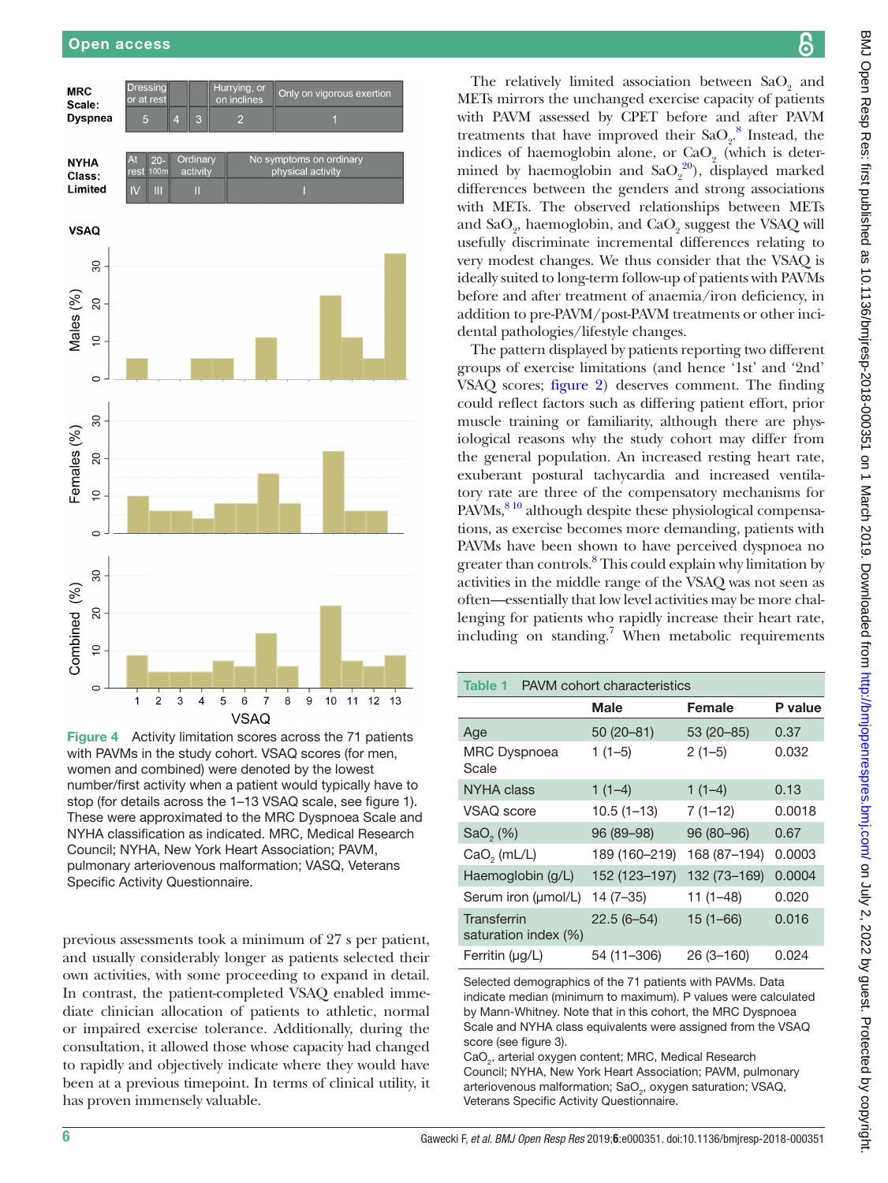Figure 4 Activity limitation scores across the 71 patients with PAVMs in the study cohort. VSAQ scores (for men, women and combined) were denoted by the lowest number/first activity when a patient would typically have to stop (for details across the 1–13 VSAQ scale, see figure 1). These were approximated to the MRC Dyspnoea Scale and NYHA classification as indicated. MRC, Medical Research Council; NYHA, New York Heart Association; PAVM, pulmonary arteriovenous malformation; VASQ, Veterans Specific Activity Questionnaire.

previous assessments took a minimum of 27 s per patient, and usually considerably longer as patients selected their own activities, with some proceeding to expand in detail. In contrast, the patient-completed VSAQ enabled immediate clinician allocation of patients to athletic, normal or impaired exercise tolerance. Additionally, during the consultation, it allowed those whose capacity had changed to rapidly and objectively indicate where they would have been at a previous timepoint. In terms of clinical utility, it has proven immensely valuable.

The relatively limited association between $SaO_2$ and METs mirrors the unchanged exercise capacity of patients with PAVM assessed by CPET before and after treatments that have improved their $SaO_2$.[8] Instead, the indices of haemoglobin alone, or $CaO_2$ (which is determined by haemoglobin and $SaO_2$[20]), displayed marked differences between the genders and strong associations with METs. The observed relationships between METs and $SaO_2$, haemoglobin, and $CaO_2$ suggest the VSAQ will usefully discriminate incremental differences relating to very modest changes. We thus consider that the VSAQ is ideally suited to long-term follow-up of patients with PAVMs before and after treatment of anaemia/iron deficiency, in addition to pre-PAVM/post-PAVM treatments or other incidental pathologies/lifestyle changes.

The pattern displayed by patients reporting two different groups of exercise limitations (and hence '1st' and '2nd' VSAQ scores; figure 2) deserves comment. The finding could reflect factors such as differing patient effort, prior muscle training or familiarity, although there are physiological reasons why the study cohort may differ from the general population. An increased resting heart rate, exuberant postural tachycardia and increased ventilatory rate are three of the compensatory mechanisms for PAVMs,[8,10] although despite these physiological compensations, as exercise becomes more demanding, patients with PAVMs have been shown to have perceived dyspnoea no greater than controls.[8] This could explain why limitation by activities in the middle range of the VSAQ was not seen as often—essentially that low level activities may be more challenging for patients who rapidly increase their heart rate, including on standing.[7] When metabolic requirements

**Table 1** PAVM cohort characteristics

| | Male | Female | P value |
|---|---|---|---|
| Age | 50 (20–81) | 53 (20–85) | 0.37 |
| MRC Dyspnoea Scale | 1 (1–5) | 2 (1–5) | 0.032 |
| NYHA class | 1 (1–4) | 1 (1–4) | 0.13 |
| VSAQ score | 10.5 (1–13) | 7 (1–12) | 0.0018 |
| $SaO_2$ (%) | 96 (89–98) | 96 (80–96) | 0.67 |
| $CaO_2$ (mL/L) | 189 (160–219) | 168 (87–194) | 0.0003 |
| Haemoglobin (g/L) | 152 (123–197) | 132 (73–169) | 0.0004 |
| Serum iron (µmol/L) | 14 (7–35) | 11 (1–48) | 0.020 |
| Transferrin saturation index (%) | 22.5 (6–54) | 15 (1–66) | 0.016 |
| Ferritin (µg/L) | 54 (11–306) | 26 (3–160) | 0.024 |

Selected demographics of the 71 patients with PAVMs. Data indicate median (minimum to maximum). P values were calculated by Mann-Whitney. Note that in this cohort, the MRC Dyspnoea Scale and NYHA class equivalents were assigned from the VSAQ score (see figure 3).

$CaO_2$, arterial oxygen content; MRC, Medical Research Council; NYHA, New York Heart Association; PAVM, pulmonary arteriovenous malformation; $SaO_2$, oxygen saturation; VSAQ, Veterans Specific Activity Questionnaire.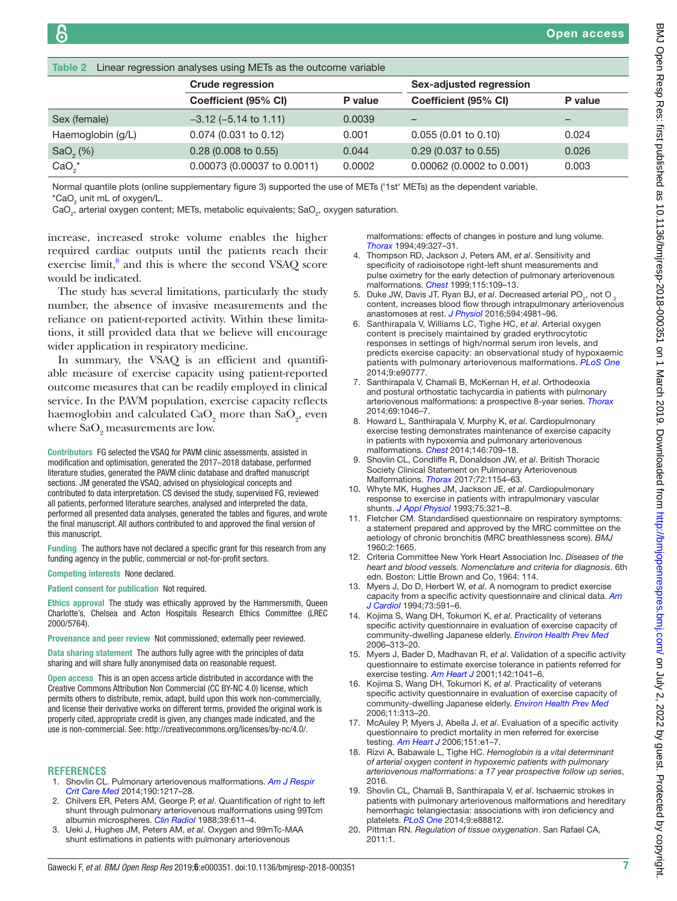Table 2 Linear regression analyses using METs as the outcome variable

| | Crude regression | | Sex-adjusted regression | |
|---|---|---|---|---|
| | Coefficient (95% CI) | P value | Coefficient (95% CI) | P value |
| Sex (female) | −3.12 (−5.14 to 1.11) | 0.0039 | – | – |
| Haemoglobin (g/L) | 0.074 (0.031 to 0.12) | 0.001 | 0.055 (0.01 to 0.10) | 0.024 |
| $SaO_2$ (%) | 0.28 (0.008 to 0.55) | 0.044 | 0.29 (0.037 to 0.55) | 0.026 |
| $CaO_2$* | 0.00073 (0.00037 to 0.0011) | 0.0002 | 0.00062 (0.0002 to 0.001) | 0.003 |

Normal quantile plots (online supplementary figure 3) supported the use of METs ('1st' METs) as the dependent variable.

*$CaO_2$ unit mL of oxygen/L.

$CaO_2$, arterial oxygen content; METs, metabolic equivalents; $SaO_2$, oxygen saturation.

increase, increased stroke volume enables the higher required cardiac outputs until the patients reach their exercise limit,[8] and this is where the second VSAQ score would be indicated.

The study has several limitations, particularly the study number, the absence of invasive measurements and the reliance on patient-reported activity. Within these limitations, it still provided data that we believe will encourage wider application in respiratory medicine.

In summary, the VSAQ is an efficient and quantifiable measure of exercise capacity using patient-reported outcome measures that can be readily employed in clinical service. In the PAVM population, exercise capacity reflects haemoglobin and calculated $CaO_2$ more than $SaO_2$, even where $SaO_2$ measurements are low.

**Contributors** FG selected the VSAQ for PAVM clinic assessments, assisted in modification and optimisation, generated the 2017–2018 database, performed literature studies, generated the PAVM clinic database and drafted manuscript sections. JM generated the VSAQ, advised on physiological concepts and contributed to data interpretation. CS devised the study, supervised FG, reviewed all patients, performed literature searches, analysed and interpreted the data, performed all presented data analyses, generated the tables and figures, and wrote the final manuscript. All authors contributed to and approved the final version of this manuscript.

**Funding** The authors have not declared a specific grant for this research from any funding agency in the public, commercial or not-for-profit sectors.

**Competing interests** None declared.

**Patient consent for publication** Not required.

**Ethics approval** The study was ethically approved by the Hammersmith, Queen Charlotte's, Chelsea and Acton Hospitals Research Ethics Committee (LREC 2000/5764).

**Provenance and peer review** Not commissioned; externally peer reviewed.

**Data sharing statement** The authors fully agree with the principles of data sharing and will share fully anonymised data on reasonable request.

**Open access** This is an open access article distributed in accordance with the Creative Commons Attribution Non Commercial (CC BY-NC 4.0) license, which permits others to distribute, remix, adapt, build upon this work non-commercially, and license their derivative works on different terms, provided the original work is properly cited, appropriate credit is given, any changes made indicated, and the use is non-commercial. See: http://creativecommons.org/licenses/by-nc/4.0/.

## REFERENCES

1. Shovlin CL. Pulmonary arteriovenous malformations. *Am J Respir Crit Care Med* 2014;190:1217–28.
2. Chilvers ER, Peters AM, George P, *et al*. Quantification of right to left shunt through pulmonary arteriovenous malformations using 99Tcm albumin microspheres. *Clin Radiol* 1988;39:611–4.
3. Ueki J, Hughes JM, Peters AM, *et al*. Oxygen and 99mTc-MAA shunt estimations in patients with pulmonary arteriovenous malformations: effects of changes in posture and lung volume. *Thorax* 1994;49:327–31.
4. Thompson RD, Jackson J, Peters AM, *et al*. Sensitivity and specificity of radioisotope right-left shunt measurements and pulse oximetry for the early detection of pulmonary arteriovenous malformations. *Chest* 1999;115:109–13.
5. Duke JW, Davis JT, Ryan BJ, *et al*. Decreased arterial $PO_2$, not $O_2$ content, increases blood flow through intrapulmonary arteriovenous anastomoses at rest. *J Physiol* 2016;594:4981–96.
6. Santhirapala V, Williams LC, Tighe HC, *et al*. Arterial oxygen content is precisely maintained by graded erythrocytotic responses in settings of high/normal serum iron levels, and predicts exercise capacity: an observational study of hypoxaemic patients with pulmonary arteriovenous malformations. *PLoS One* 2014;9:e90777.
7. Santhirapala V, Chamali B, McKernan H, *et al*. Orthodeoxia and postural orthostatic tachycardia in patients with pulmonary arteriovenous malformations: a prospective 8-year series. *Thorax* 2014;69:1046–7.
8. Howard L, Santhirapala V, Murphy K, *et al*. Cardiopulmonary exercise testing demonstrates maintenance of exercise capacity in patients with hypoxemia and pulmonary arteriovenous malformations. *Chest* 2014;146:709–18.
9. Shovlin CL, Condliffe R, Donaldson JW, *et al*. British Thoracic Society Clinical Statement on Pulmonary Arteriovenous Malformations. *Thorax* 2017;72:1154–63.
10. Whyte MK, Hughes JM, Jackson JE, *et al*. Cardiopulmonary response to exercise in patients with intrapulmonary vascular shunts. *J Appl Physiol* 1993;75:321–8.
11. Fletcher CM. Standardised questionnaire on respiratory symptoms: a statement prepared and approved by the MRC committee on the aetiology of chronic bronchitis (MRC breathlessness score). *BMJ* 1960;2:1665.
12. Criteria Committee New York Heart Association Inc. *Diseases of the heart and blood vessels. Nomenclature and criteria for diagnosis*. 6th edn. Boston: Little Brown and Co, 1964: 114.
13. Myers J, Do D, Herbert W, *et al*. A nomogram to predict exercise capacity from a specific activity questionnaire and clinical data. *Am J Cardiol* 1994;73:591–6.
14. Kojima S, Wang DH, Tokumori K, *et al*. Practicality of veterans specific activity questionnaire in evaluation of exercise capacity of community-dwelling Japanese elderly. *Environ Health Prev Med* 2006–313–20.
15. Myers J, Bader D, Madhavan R, *et al*. Validation of a specific activity questionnaire to estimate exercise tolerance in patients referred for exercise testing. *Am Heart J* 2001;142:1041–6.
16. Kojima S, Wang DH, Tokumori K, *et al*. Practicality of veterans specific activity questionnaire in evaluation of exercise capacity of community-dwelling Japanese elderly. *Environ Health Prev Med* 2006;11:313–20.
17. McAuley P, Myers J, Abella J, *et al*. Evaluation of a specific activity questionnaire to predict mortality in men referred for exercise testing. *Am Heart J* 2006;151:e1–7.
18. Rizvi A, Babawale L, Tighe HC. *Hemoglobin is a vital determinant of arterial oxygen content in hypoxemic patients with pulmonary arteriovenous malformations: a 17 year prospective follow up series*, 2016.
19. Shovlin CL, Chamali B, Santhirapala V, *et al*. Ischaemic strokes in patients with pulmonary arteriovenous malformations and hereditary hemorrhagic telangiectasia: associations with iron deficiency and platelets. *PLoS One* 2014;9:e88812.
20. Pittman RN. *Regulation of tissue oxygenation*. San Rafael CA, 2011:1.